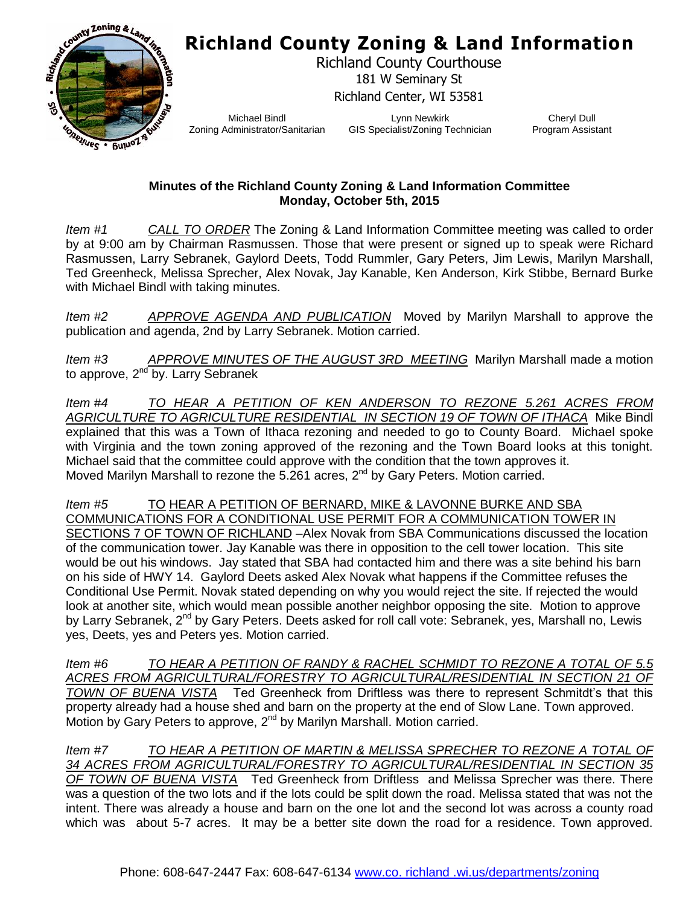# Richland County Zoning & Land Information

Richland County Courthouse
181 W Seminary St
Richland Center, WI 53581

Michael Bindl
Zoning Administrator/Sanitarian

Lynn Newkirk
GIS Specialist/Zoning Technician

Cheryl Dull
Program Assistant

**Minutes of the Richland County Zoning & Land Information Committee**
**Monday, October 5th, 2015**

*Item #1* *CALL TO ORDER* The Zoning & Land Information Committee meeting was called to order by at 9:00 am by Chairman Rasmussen. Those that were present or signed up to speak were Richard Rasmussen, Larry Sebranek, Gaylord Deets, Todd Rummler, Gary Peters, Jim Lewis, Marilyn Marshall, Ted Greenheck, Melissa Sprecher, Alex Novak, Jay Kanable, Ken Anderson, Kirk Stibbe, Bernard Burke with Michael Bindl with taking minutes.

*Item #2* *APPROVE AGENDA AND PUBLICATION* Moved by Marilyn Marshall to approve the publication and agenda, 2nd by Larry Sebranek. Motion carried.

*Item #3* *APPROVE MINUTES OF THE AUGUST 3RD MEETING* Marilyn Marshall made a motion to approve, 2nd by. Larry Sebranek

*Item #4* *TO HEAR A PETITION OF KEN ANDERSON TO REZONE 5.261 ACRES FROM AGRICULTURE TO AGRICULTURE RESIDENTIAL IN SECTION 19 OF TOWN OF ITHACA* Mike Bindl explained that this was a Town of Ithaca rezoning and needed to go to County Board. Michael spoke with Virginia and the town zoning approved of the rezoning and the Town Board looks at this tonight. Michael said that the committee could approve with the condition that the town approves it. Moved Marilyn Marshall to rezone the 5.261 acres, 2nd by Gary Peters. Motion carried.

*Item #5* TO HEAR A PETITION OF BERNARD, MIKE & LAVONNE BURKE AND SBA COMMUNICATIONS FOR A CONDITIONAL USE PERMIT FOR A COMMUNICATION TOWER IN SECTIONS 7 OF TOWN OF RICHLAND –Alex Novak from SBA Communications discussed the location of the communication tower. Jay Kanable was there in opposition to the cell tower location. This site would be out his windows. Jay stated that SBA had contacted him and there was a site behind his barn on his side of HWY 14. Gaylord Deets asked Alex Novak what happens if the Committee refuses the Conditional Use Permit. Novak stated depending on why you would reject the site. If rejected the would look at another site, which would mean possible another neighbor opposing the site. Motion to approve by Larry Sebranek, 2nd by Gary Peters. Deets asked for roll call vote: Sebranek, yes, Marshall no, Lewis yes, Deets, yes and Peters yes. Motion carried.

*Item #6* *TO HEAR A PETITION OF RANDY & RACHEL SCHMIDT TO REZONE A TOTAL OF 5.5 ACRES FROM AGRICULTURAL/FORESTRY TO AGRICULTURAL/RESIDENTIAL IN SECTION 21 OF TOWN OF BUENA VISTA* Ted Greenheck from Driftless was there to represent Schmitdt's that this property already had a house shed and barn on the property at the end of Slow Lane. Town approved. Motion by Gary Peters to approve, 2nd by Marilyn Marshall. Motion carried.

*Item #7* *TO HEAR A PETITION OF MARTIN & MELISSA SPRECHER TO REZONE A TOTAL OF 34 ACRES FROM AGRICULTURAL/FORESTRY TO AGRICULTURAL/RESIDENTIAL IN SECTION 35 OF TOWN OF BUENA VISTA* Ted Greenheck from Driftless and Melissa Sprecher was there. There was a question of the two lots and if the lots could be split down the road. Melissa stated that was not the intent. There was already a house and barn on the one lot and the second lot was across a county road which was about 5-7 acres. It may be a better site down the road for a residence. Town approved.

Phone: 608-647-2447 Fax: 608-647-6134 www.co. richland .wi.us/departments/zoning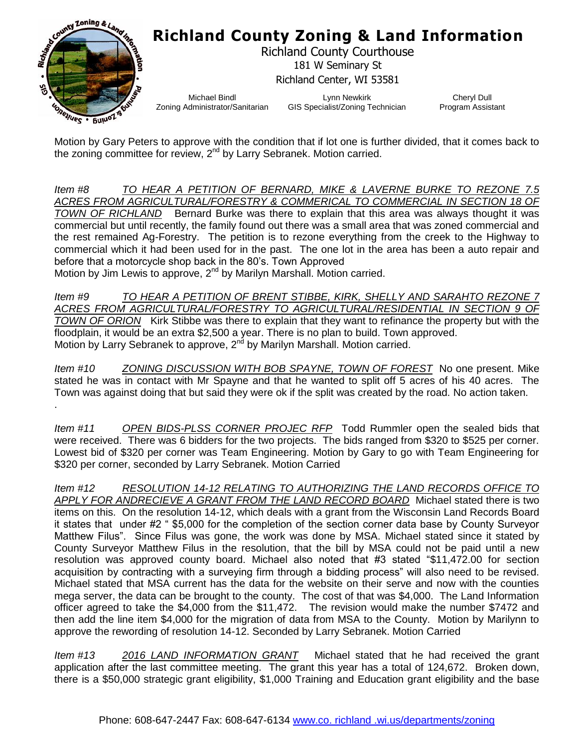Motion by Gary Peters to approve with the condition that if lot one is further divided, that it comes back to the zoning committee for review, 2nd by Larry Sebranek. Motion carried.

*Item #8* *TO HEAR A PETITION OF BERNARD, MIKE & LAVERNE BURKE TO REZONE 7.5 ACRES FROM AGRICULTURAL/FORESTRY & COMMERICAL TO COMMERCIAL IN SECTION 18 OF TOWN OF RICHLAND* Bernard Burke was there to explain that this area was always thought it was commercial but until recently, the family found out there was a small area that was zoned commercial and the rest remained Ag-Forestry. The petition is to rezone everything from the creek to the Highway to commercial which it had been used for in the past. The one lot in the area has been a auto repair and before that a motorcycle shop back in the 80's. Town Approved

Motion by Jim Lewis to approve, 2nd by Marilyn Marshall. Motion carried.

*Item #9* *TO HEAR A PETITION OF BRENT STIBBE, KIRK, SHELLY AND SARAHTO REZONE 7 ACRES FROM AGRICULTURAL/FORESTRY TO AGRICULTURAL/RESIDENTIAL IN SECTION 9 OF TOWN OF ORION* Kirk Stibbe was there to explain that they want to refinance the property but with the floodplain, it would be an extra $2,500 a year. There is no plan to build. Town approved.

Motion by Larry Sebranek to approve, 2nd by Marilyn Marshall. Motion carried.

*Item #10* *ZONING DISCUSSION WITH BOB SPAYNE, TOWN OF FOREST* No one present. Mike stated he was in contact with Mr Spayne and that he wanted to split off 5 acres of his 40 acres. The Town was against doing that but said they were ok if the split was created by the road. No action taken.

.

*Item #11* *OPEN BIDS-PLSS CORNER PROJEC RFP* Todd Rummler open the sealed bids that were received. There was 6 bidders for the two projects. The bids ranged from $320 to $525 per corner. Lowest bid of $320 per corner was Team Engineering. Motion by Gary to go with Team Engineering for $320 per corner, seconded by Larry Sebranek. Motion Carried

*Item #12* *RESOLUTION 14-12 RELATING TO AUTHORIZING THE LAND RECORDS OFFICE TO APPLY FOR ANDRECIEVE A GRANT FROM THE LAND RECORD BOARD* Michael stated there is two items on this. On the resolution 14-12, which deals with a grant from the Wisconsin Land Records Board it states that under #2 " $5,000 for the completion of the section corner data base by County Surveyor Matthew Filus". Since Filus was gone, the work was done by MSA. Michael stated since it stated by County Surveyor Matthew Filus in the resolution, that the bill by MSA could not be paid until a new resolution was approved county board. Michael also noted that #3 stated "$11,472.00 for section acquisition by contracting with a surveying firm through a bidding process" will also need to be revised. Michael stated that MSA current has the data for the website on their serve and now with the counties mega server, the data can be brought to the county. The cost of that was $4,000. The Land Information officer agreed to take the $4,000 from the $11,472. The revision would make the number $7472 and then add the line item $4,000 for the migration of data from MSA to the County. Motion by Marilynn to approve the rewording of resolution 14-12. Seconded by Larry Sebranek. Motion Carried

*Item #13* *2016 LAND INFORMATION GRANT* Michael stated that he had received the grant application after the last committee meeting. The grant this year has a total of 124,672. Broken down, there is a $50,000 strategic grant eligibility, $1,000 Training and Education grant eligibility and the base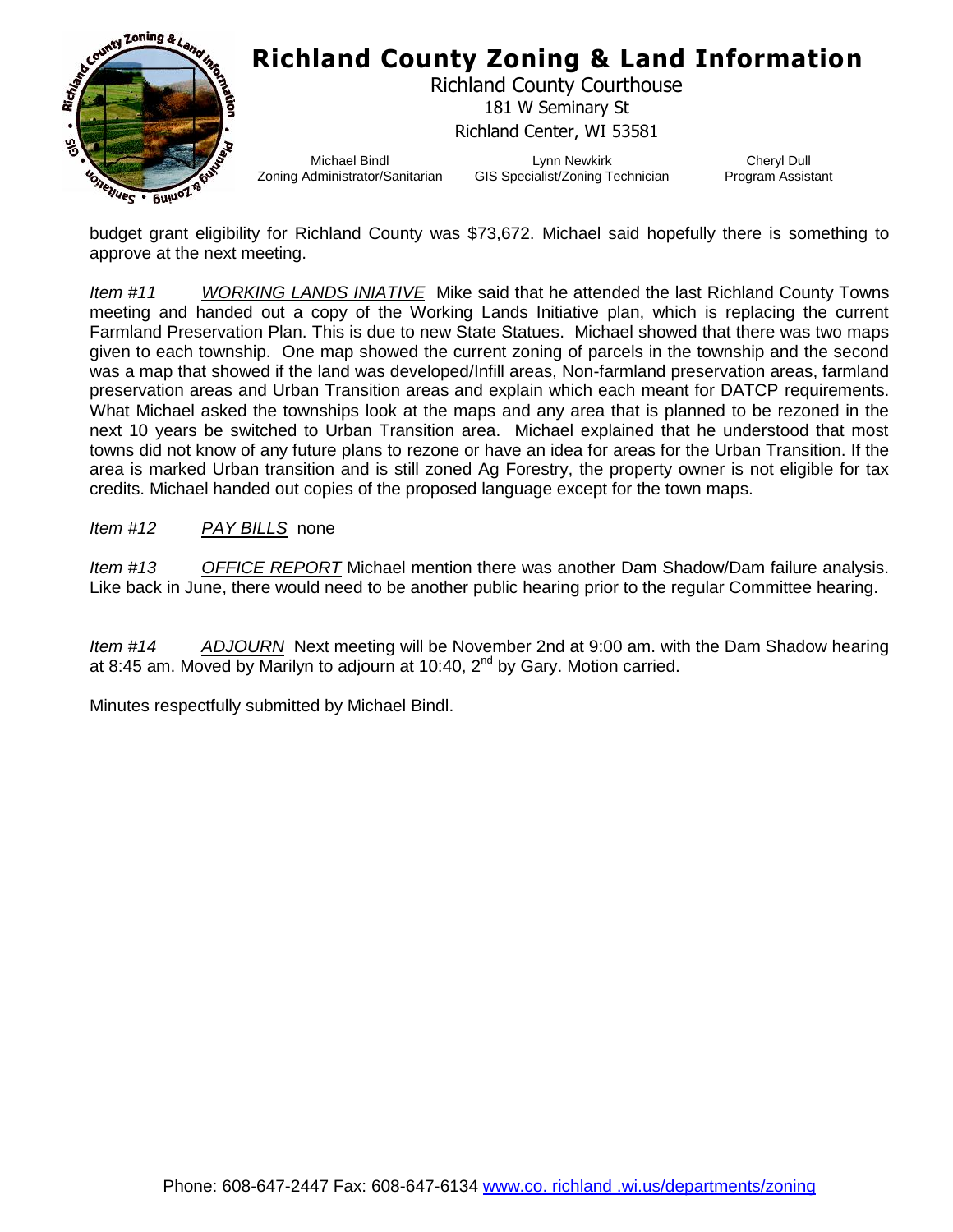# Richland County Zoning & Land Information

Richland County Courthouse
181 W Seminary St
Richland Center, WI 53581

Michael Bindl
Zoning Administrator/Sanitarian

Lynn Newkirk
GIS Specialist/Zoning Technician

Cheryl Dull
Program Assistant

budget grant eligibility for Richland County was $73,672. Michael said hopefully there is something to approve at the next meeting.

*Item #11* *WORKING LANDS INIATIVE* Mike said that he attended the last Richland County Towns meeting and handed out a copy of the Working Lands Initiative plan, which is replacing the current Farmland Preservation Plan. This is due to new State Statues. Michael showed that there was two maps given to each township. One map showed the current zoning of parcels in the township and the second was a map that showed if the land was developed/Infill areas, Non-farmland preservation areas, farmland preservation areas and Urban Transition areas and explain which each meant for DATCP requirements. What Michael asked the townships look at the maps and any area that is planned to be rezoned in the next 10 years be switched to Urban Transition area. Michael explained that he understood that most towns did not know of any future plans to rezone or have an idea for areas for the Urban Transition. If the area is marked Urban transition and is still zoned Ag Forestry, the property owner is not eligible for tax credits. Michael handed out copies of the proposed language except for the town maps.

*Item #12* *PAY BILLS* none

*Item #13* *OFFICE REPORT* Michael mention there was another Dam Shadow/Dam failure analysis. Like back in June, there would need to be another public hearing prior to the regular Committee hearing.

*Item #14* *ADJOURN* Next meeting will be November 2nd at 9:00 am. with the Dam Shadow hearing at 8:45 am. Moved by Marilyn to adjourn at 10:40, 2nd by Gary. Motion carried.

Minutes respectfully submitted by Michael Bindl.

Phone: 608-647-2447 Fax: 608-647-6134 www.co. richland .wi.us/departments/zoning